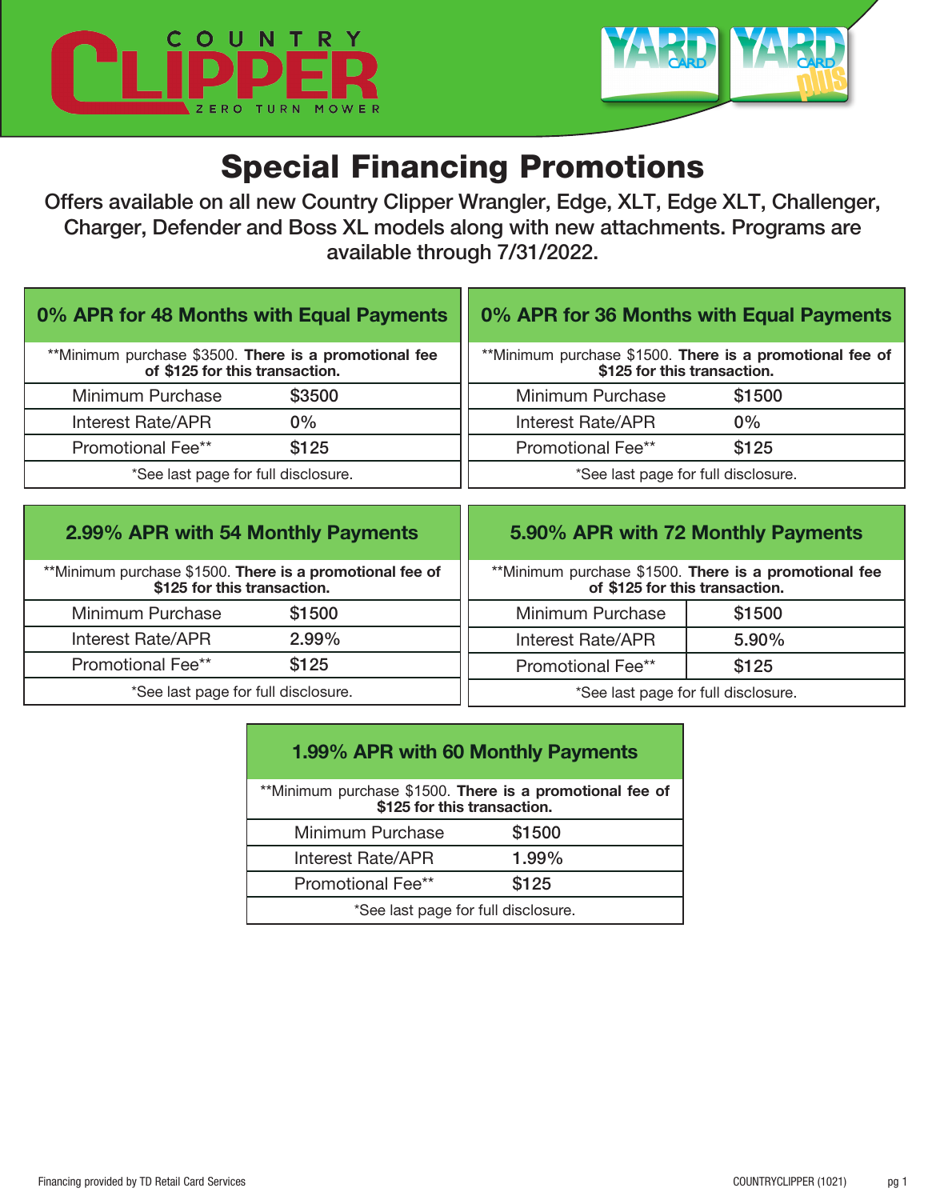# Special Financing Promotions

**Offers available on all new Country Clipper Wrangler, Edge, XLT, Edge XLT, Challenger, Charger, Defender and Boss XL models along with new attachments. Programs are available through 7/31/2022.**

## 0% APR for 48 Months with Equal Payments

**Minimum purchase $3500. **There is a promotional fee of $125 for this transaction.**

| | |
|---|---|
| Minimum Purchase | $3500 |
| Interest Rate/APR | 0% |
| Promotional Fee** | $125 |

*See last page for full disclosure.

## 0% APR for 36 Months with Equal Payments

**Minimum purchase $1500. **There is a promotional fee of $125 for this transaction.**

| | |
|---|---|
| Minimum Purchase | $1500 |
| Interest Rate/APR | 0% |
| Promotional Fee** | $125 |

*See last page for full disclosure.

## 2.99% APR with 54 Monthly Payments

**Minimum purchase $1500. **There is a promotional fee of $125 for this transaction.**

| | |
|---|---|
| Minimum Purchase | $1500 |
| Interest Rate/APR | 2.99% |
| Promotional Fee** | $125 |

*See last page for full disclosure.

## 5.90% APR with 72 Monthly Payments

**Minimum purchase $1500. **There is a promotional fee of $125 for this transaction.**

| | |
|---|---|
| Minimum Purchase | $1500 |
| Interest Rate/APR | 5.90% |
| Promotional Fee** | $125 |

*See last page for full disclosure.

## 1.99% APR with 60 Monthly Payments

**Minimum purchase $1500. **There is a promotional fee of $125 for this transaction.**

| | |
|---|---|
| Minimum Purchase | $1500 |
| Interest Rate/APR | 1.99% |
| Promotional Fee** | $125 |

*See last page for full disclosure.

Financing provided by TD Retail Card Services

COUNTRYCLIPPER (1021)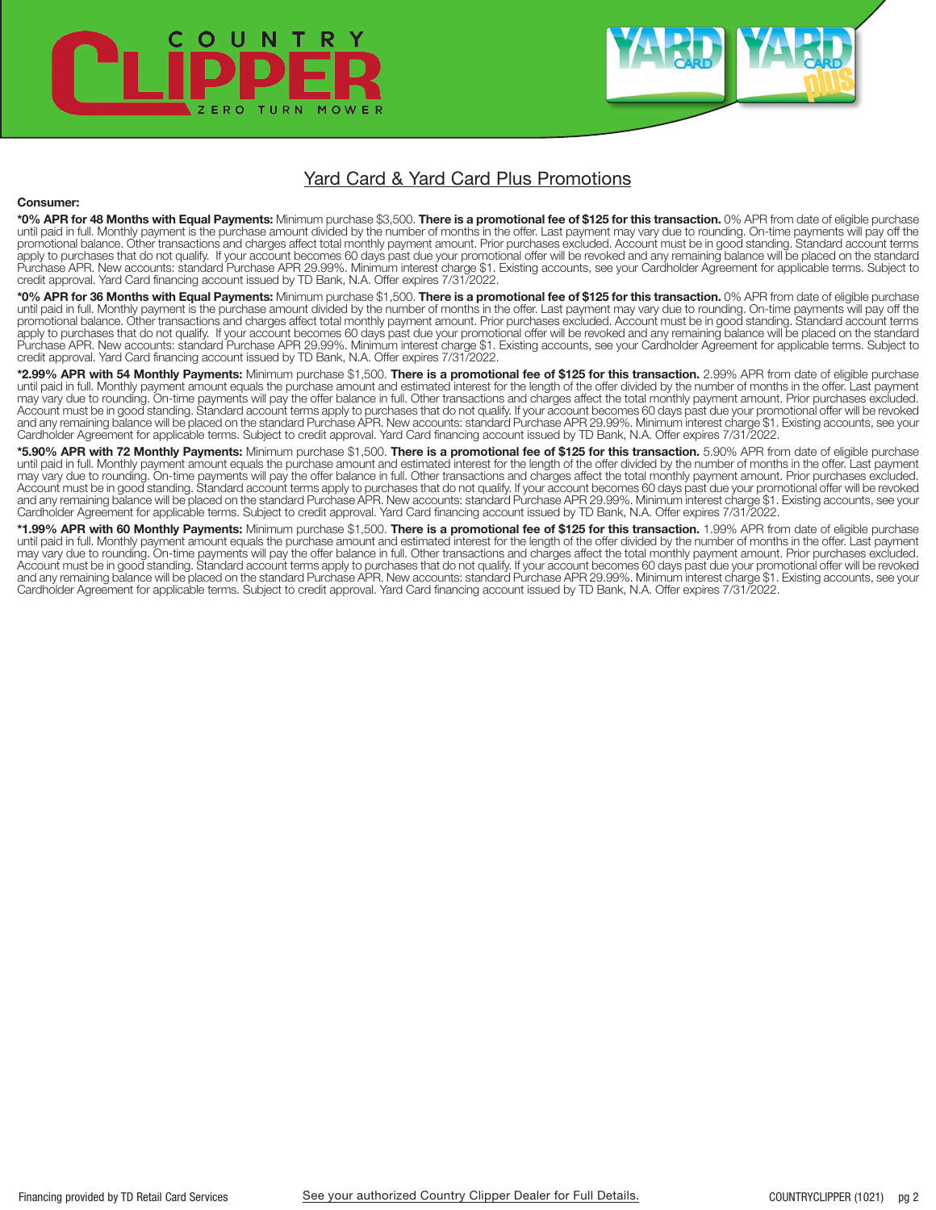## Yard Card & Yard Card Plus Promotions

**Consumer:**

**\*0% APR for 48 Months with Equal Payments:** Minimum purchase $3,500. **There is a promotional fee of $125 for this transaction.** 0% APR from date of eligible purchase until paid in full. Monthly payment is the purchase amount divided by the number of months in the offer. Last payment may vary due to rounding. On-time payments will pay off the promotional balance. Other transactions and charges affect total monthly payment amount. Prior purchases excluded. Account must be in good standing. Standard account terms apply to purchases that do not qualify. If your account becomes 60 days past due your promotional offer will be revoked and any remaining balance will be placed on the standard Purchase APR. New accounts: standard Purchase APR 29.99%. Minimum interest charge $1. Existing accounts, see your Cardholder Agreement for applicable terms. Subject to credit approval. Yard Card financing account issued by TD Bank, N.A. Offer expires 7/31/2022.

**\*0% APR for 36 Months with Equal Payments:** Minimum purchase $1,500. **There is a promotional fee of $125 for this transaction.** 0% APR from date of eligible purchase until paid in full. Monthly payment is the purchase amount divided by the number of months in the offer. Last payment may vary due to rounding. On-time payments will pay off the promotional balance. Other transactions and charges affect total monthly payment amount. Prior purchases excluded. Account must be in good standing. Standard account terms apply to purchases that do not qualify. If your account becomes 60 days past due your promotional offer will be revoked and any remaining balance will be placed on the standard Purchase APR. New accounts: standard Purchase APR 29.99%. Minimum interest charge $1. Existing accounts, see your Cardholder Agreement for applicable terms. Subject to credit approval. Yard Card financing account issued by TD Bank, N.A. Offer expires 7/31/2022.

**\*2.99% APR with 54 Monthly Payments:** Minimum purchase $1,500. **There is a promotional fee of $125 for this transaction.** 2.99% APR from date of eligible purchase until paid in full. Monthly payment amount equals the purchase amount and estimated interest for the length of the offer divided by the number of months in the offer. Last payment may vary due to rounding. On-time payments will pay the offer balance in full. Other transactions and charges affect the total monthly payment amount. Prior purchases excluded. Account must be in good standing. Standard account terms apply to purchases that do not qualify. If your account becomes 60 days past due your promotional offer will be revoked and any remaining balance will be placed on the standard Purchase APR. New accounts: standard Purchase APR 29.99%. Minimum interest charge $1. Existing accounts, see your Cardholder Agreement for applicable terms. Subject to credit approval. Yard Card financing account issued by TD Bank, N.A. Offer expires 7/31/2022.

**\*5.90% APR with 72 Monthly Payments:** Minimum purchase $1,500. **There is a promotional fee of $125 for this transaction.** 5.90% APR from date of eligible purchase until paid in full. Monthly payment amount equals the purchase amount and estimated interest for the length of the offer divided by the number of months in the offer. Last payment may vary due to rounding. On-time payments will pay the offer balance in full. Other transactions and charges affect the total monthly payment amount. Prior purchases excluded. Account must be in good standing. Standard account terms apply to purchases that do not qualify. If your account becomes 60 days past due your promotional offer will be revoked and any remaining balance will be placed on the standard Purchase APR. New accounts: standard Purchase APR 29.99%. Minimum interest charge $1. Existing accounts, see your Cardholder Agreement for applicable terms. Subject to credit approval. Yard Card financing account issued by TD Bank, N.A. Offer expires 7/31/2022.

**\*1.99% APR with 60 Monthly Payments:** Minimum purchase $1,500. **There is a promotional fee of $125 for this transaction.** 1.99% APR from date of eligible purchase until paid in full. Monthly payment amount equals the purchase amount and estimated interest for the length of the offer divided by the number of months in the offer. Last payment may vary due to rounding. On-time payments will pay the offer balance in full. Other transactions and charges affect the total monthly payment amount. Prior purchases excluded. Account must be in good standing. Standard account terms apply to purchases that do not qualify. If your account becomes 60 days past due your promotional offer will be revoked and any remaining balance will be placed on the standard Purchase APR. New accounts: standard Purchase APR 29.99%. Minimum interest charge $1. Existing accounts, see your Cardholder Agreement for applicable terms. Subject to credit approval. Yard Card financing account issued by TD Bank, N.A. Offer expires 7/31/2022.

Financing provided by TD Retail Card Services

See your authorized Country Clipper Dealer for Full Details.

COUNTRYCLIPPER (1021)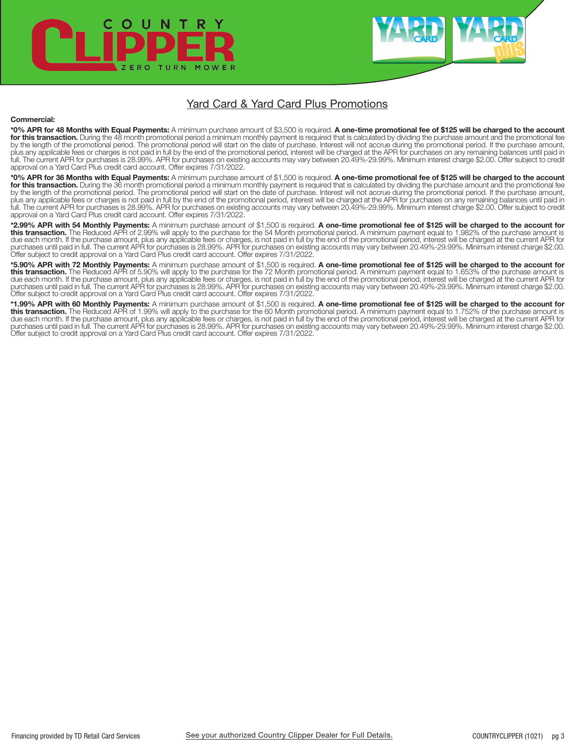## Yard Card & Yard Card Plus Promotions

**Commercial:**

***0% APR for 48 Months with Equal Payments:** A minimum purchase amount of $3,500 is required. **A one-time promotional fee of $125 will be charged to the account for this transaction.** During the 48 month promotional period a minimum monthly payment is required that is calculated by dividing the purchase amount and the promotional fee by the length of the promotional period. The promotional period will start on the date of purchase. Interest will not accrue during the promotional period. If the purchase amount, plus any applicable fees or charges is not paid in full by the end of the promotional period, interest will be charged at the APR for purchases on any remaining balances until paid in full. The current APR for purchases is 28.99%. APR for purchases on existing accounts may vary between 20.49%-29.99%. Minimum interest charge $2.00. Offer subject to credit approval on a Yard Card Plus credit card account. Offer expires 7/31/2022.

***0% APR for 36 Months with Equal Payments:** A minimum purchase amount of $1,500 is required. **A one-time promotional fee of $125 will be charged to the account for this transaction.** During the 36 month promotional period a minimum monthly payment is required that is calculated by dividing the purchase amount and the promotional fee by the length of the promotional period. The promotional period will start on the date of purchase. Interest will not accrue during the promotional period. If the purchase amount, plus any applicable fees or charges is not paid in full by the end of the promotional period, interest will be charged at the APR for purchases on any remaining balances until paid in full. The current APR for purchases is 28.99%. APR for purchases on existing accounts may vary between 20.49%-29.99%. Minimum interest charge $2.00. Offer subject to credit approval on a Yard Card Plus credit card account. Offer expires 7/31/2022.

***2.99% APR with 54 Monthly Payments:** A minimum purchase amount of $1,500 is required. **A one-time promotional fee of $125 will be charged to the account for this transaction.** The Reduced APR of 2.99% will apply to the purchase for the 54 Month promotional period. A minimum payment equal to 1.982% of the purchase amount is due each month. If the purchase amount, plus any applicable fees or charges, is not paid in full by the end of the promotional period, interest will be charged at the current APR for purchases until paid in full. The current APR for purchases is 28.99%. APR for purchases on existing accounts may vary between 20.49%-29.99%. Minimum interest charge $2.00. Offer subject to credit approval on a Yard Card Plus credit card account. Offer expires 7/31/2022.

***5.90% APR with 72 Monthly Payments:** A minimum purchase amount of $1,500 is required. **A one-time promotional fee of $125 will be charged to the account for this transaction.** The Reduced APR of 5.90% will apply to the purchase for the 72 Month promotional period. A minimum payment equal to 1.653% of the purchase amount is due each month. If the purchase amount, plus any applicable fees or charges, is not paid in full by the end of the promotional period, interest will be charged at the current APR for purchases until paid in full. The current APR for purchases is 28.99%. APR for purchases on existing accounts may vary between 20.49%-29.99%. Minimum interest charge $2.00. Offer subject to credit approval on a Yard Card Plus credit card account. Offer expires 7/31/2022.

***1.99% APR with 60 Monthly Payments:** A minimum purchase amount of $1,500 is required. **A one-time promotional fee of $125 will be charged to the account for this transaction.** The Reduced APR of 1.99% will apply to the purchase for the 60 Month promotional period. A minimum payment equal to 1.752% of the purchase amount is due each month. If the purchase amount, plus any applicable fees or charges, is not paid in full by the end of the promotional period, interest will be charged at the current APR for purchases until paid in full. The current APR for purchases is 28.99%. APR for purchases on existing accounts may vary between 20.49%-29.99%. Minimum interest charge $2.00. Offer subject to credit approval on a Yard Card Plus credit card account. Offer expires 7/31/2022.

Financing provided by TD Retail Card Services

See your authorized Country Clipper Dealer for Full Details.

COUNTRYCLIPPER (1021)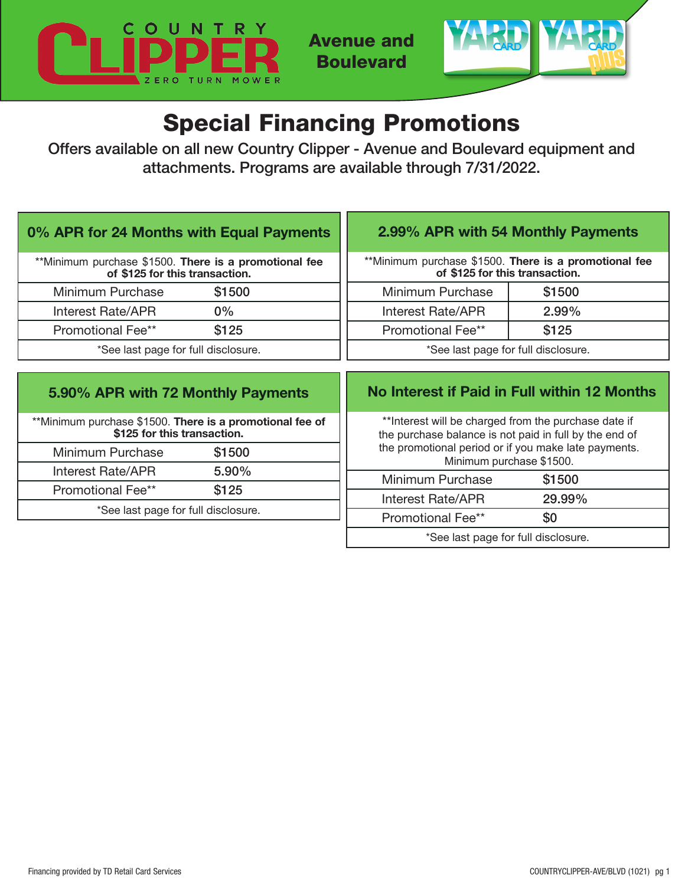COUNTRY CLIPPER ZERO TURN MOWER

**Avenue and Boulevard**

# Special Financing Promotions

Offers available on all new Country Clipper - Avenue and Boulevard equipment and attachments. Programs are available through 7/31/2022.

## 0% APR for 24 Months with Equal Payments

**Minimum purchase $1500. **There is a promotional fee of $125 for this transaction.**

| Minimum Purchase | $1500 |
|---|---|
| Interest Rate/APR | 0% |
| Promotional Fee** | $125 |

*See last page for full disclosure.

## 2.99% APR with 54 Monthly Payments

**Minimum purchase $1500. **There is a promotional fee of $125 for this transaction.**

| Minimum Purchase | $1500 |
|---|---|
| Interest Rate/APR | 2.99% |
| Promotional Fee** | $125 |

*See last page for full disclosure.

## 5.90% APR with 72 Monthly Payments

**Minimum purchase $1500. **There is a promotional fee of $125 for this transaction.**

| Minimum Purchase | $1500 |
|---|---|
| Interest Rate/APR | 5.90% |
| Promotional Fee** | $125 |

*See last page for full disclosure.

## No Interest if Paid in Full within 12 Months

**Interest will be charged from the purchase date if the purchase balance is not paid in full by the end of the promotional period or if you make late payments. Minimum purchase $1500.

| Minimum Purchase | $1500 |
|---|---|
| Interest Rate/APR | 29.99% |
| Promotional Fee** | $0 |

*See last page for full disclosure.

Financing provided by TD Retail Card Services

COUNTRYCLIPPER-AVE/BLVD (1021)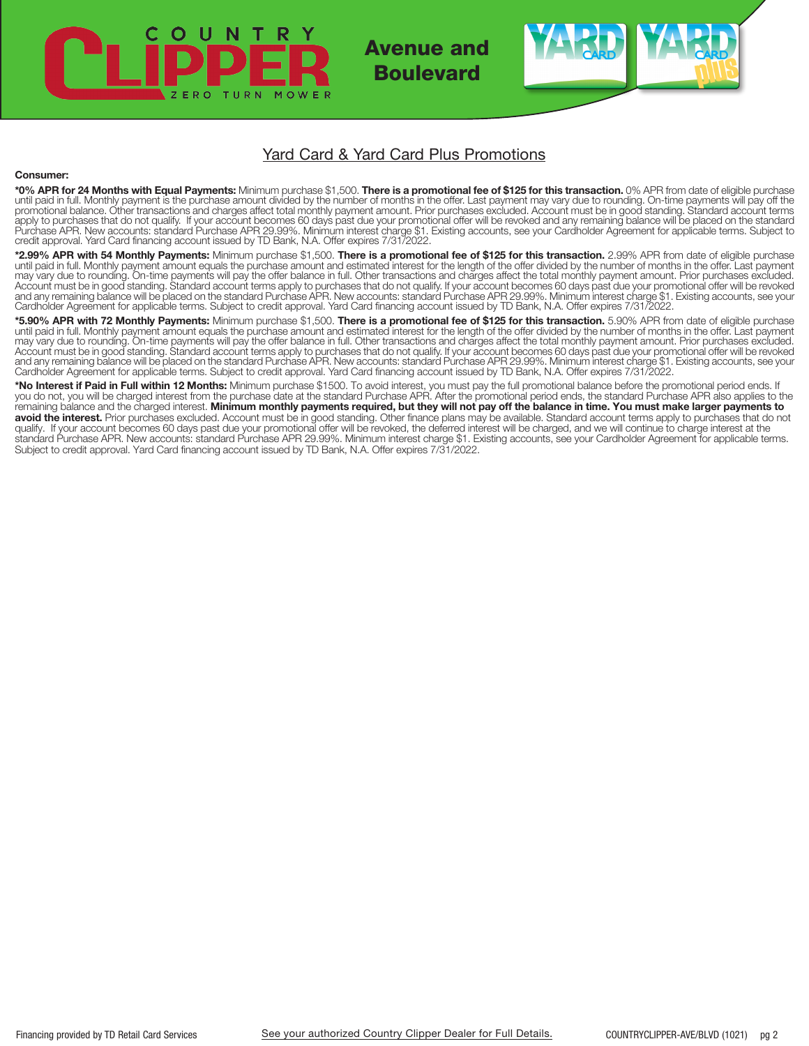# COUNTRY CLIPPER ZERO TURN MOWER

## Avenue and Boulevard

YARD CARD | YARD CARD plus

## Yard Card & Yard Card Plus Promotions

**Consumer:**

**\*0% APR for 24 Months with Equal Payments:** Minimum purchase $1,500. **There is a promotional fee of $125 for this transaction.** 0% APR from date of eligible purchase until paid in full. Monthly payment is the purchase amount divided by the number of months in the offer. Last payment may vary due to rounding. On-time payments will pay off the promotional balance. Other transactions and charges affect total monthly payment amount. Prior purchases excluded. Account must be in good standing. Standard account terms apply to purchases that do not qualify. If your account becomes 60 days past due your promotional offer will be revoked and any remaining balance will be placed on the standard Purchase APR. New accounts: standard Purchase APR 29.99%. Minimum interest charge $1. Existing accounts, see your Cardholder Agreement for applicable terms. Subject to credit approval. Yard Card financing account issued by TD Bank, N.A. Offer expires 7/31/2022.

**\*2.99% APR with 54 Monthly Payments:** Minimum purchase $1,500. **There is a promotional fee of $125 for this transaction.** 2.99% APR from date of eligible purchase until paid in full. Monthly payment amount equals the purchase amount and estimated interest for the length of the offer divided by the number of months in the offer. Last payment may vary due to rounding. On-time payments will pay the offer balance in full. Other transactions and charges affect the total monthly payment amount. Prior purchases excluded. Account must be in good standing. Standard account terms apply to purchases that do not qualify. If your account becomes 60 days past due your promotional offer will be revoked and any remaining balance will be placed on the standard Purchase APR. New accounts: standard Purchase APR 29.99%. Minimum interest charge $1. Existing accounts, see your Cardholder Agreement for applicable terms. Subject to credit approval. Yard Card financing account issued by TD Bank, N.A. Offer expires 7/31/2022.

**\*5.90% APR with 72 Monthly Payments:** Minimum purchase $1,500. **There is a promotional fee of $125 for this transaction.** 5.90% APR from date of eligible purchase until paid in full. Monthly payment amount equals the purchase amount and estimated interest for the length of the offer divided by the number of months in the offer. Last payment may vary due to rounding. On-time payments will pay the offer balance in full. Other transactions and charges affect the total monthly payment amount. Prior purchases excluded. Account must be in good standing. Standard account terms apply to purchases that do not qualify. If your account becomes 60 days past due your promotional offer will be revoked and any remaining balance will be placed on the standard Purchase APR. New accounts: standard Purchase APR 29.99%. Minimum interest charge $1. Existing accounts, see your Cardholder Agreement for applicable terms. Subject to credit approval. Yard Card financing account issued by TD Bank, N.A. Offer expires 7/31/2022.

**\*No Interest if Paid in Full within 12 Months:** Minimum purchase $1500. To avoid interest, you must pay the full promotional balance before the promotional period ends. If you do not, you will be charged interest from the purchase date at the standard Purchase APR. After the promotional period ends, the standard Purchase APR also applies to the remaining balance and the charged interest. **Minimum monthly payments required, but they will not pay off the balance in time. You must make larger payments to avoid the interest.** Prior purchases excluded. Account must be in good standing. Other finance plans may be available. Standard account terms apply to purchases that do not qualify. If your account becomes 60 days past due your promotional offer will be revoked, the deferred interest will be charged, and we will continue to charge interest at the standard Purchase APR. New accounts: standard Purchase APR 29.99%. Minimum interest charge $1. Existing accounts, see your Cardholder Agreement for applicable terms. Subject to credit approval. Yard Card financing account issued by TD Bank, N.A. Offer expires 7/31/2022.

Financing provided by TD Retail Card Services

See your authorized Country Clipper Dealer for Full Details.

COUNTRYCLIPPER-AVE/BLVD (1021)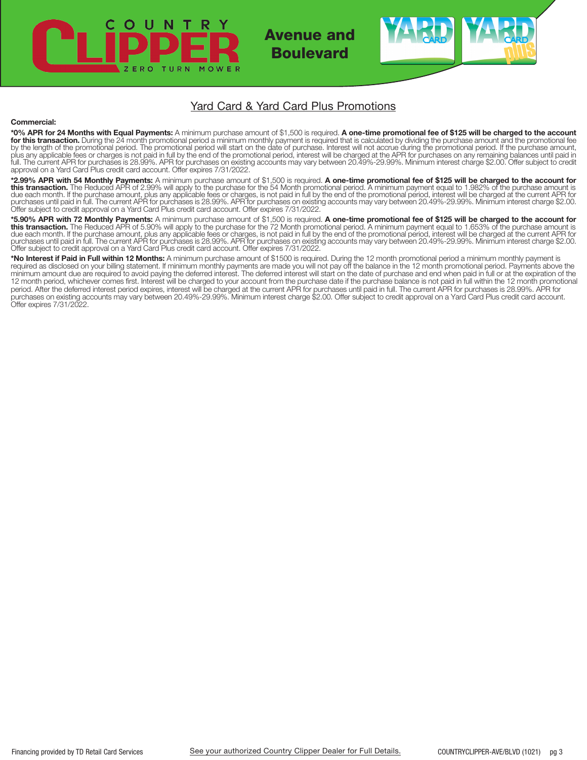# Country Clipper Zero Turn Mower

## Avenue and Boulevard

## Yard Card & Yard Card Plus Promotions

**Commercial:**

**\*0% APR for 24 Months with Equal Payments:** A minimum purchase amount of $1,500 is required. **A one-time promotional fee of $125 will be charged to the account for this transaction.** During the 24 month promotional period a minimum monthly payment is required that is calculated by dividing the purchase amount and the promotional fee by the length of the promotional period. The promotional period will start on the date of purchase. Interest will not accrue during the promotional period. If the purchase amount, plus any applicable fees or charges is not paid in full by the end of the promotional period, interest will be charged at the APR for purchases on any remaining balances until paid in full. The current APR for purchases is 28.99%. APR for purchases on existing accounts may vary between 20.49%-29.99%. Minimum interest charge $2.00. Offer subject to credit approval on a Yard Card Plus credit card account. Offer expires 7/31/2022.

**\*2.99% APR with 54 Monthly Payments:** A minimum purchase amount of $1,500 is required. **A one-time promotional fee of $125 will be charged to the account for this transaction.** The Reduced APR of 2.99% will apply to the purchase for the 54 Month promotional period. A minimum payment equal to 1.982% of the purchase amount is due each month. If the purchase amount, plus any applicable fees or charges, is not paid in full by the end of the promotional period, interest will be charged at the current APR for purchases until paid in full. The current APR for purchases is 28.99%. APR for purchases on existing accounts may vary between 20.49%-29.99%. Minimum interest charge $2.00. Offer subject to credit approval on a Yard Card Plus credit card account. Offer expires 7/31/2022.

**\*5.90% APR with 72 Monthly Payments:** A minimum purchase amount of $1,500 is required. **A one-time promotional fee of $125 will be charged to the account for this transaction.** The Reduced APR of 5.90% will apply to the purchase for the 72 Month promotional period. A minimum payment equal to 1.653% of the purchase amount is due each month. If the purchase amount, plus any applicable fees or charges, is not paid in full by the end of the promotional period, interest will be charged at the current APR for purchases until paid in full. The current APR for purchases is 28.99%. APR for purchases on existing accounts may vary between 20.49%-29.99%. Minimum interest charge $2.00. Offer subject to credit approval on a Yard Card Plus credit card account. Offer expires 7/31/2022.

**\*No Interest if Paid in Full within 12 Months:** A minimum purchase amount of $1500 is required. During the 12 month promotional period a minimum monthly payment is required as disclosed on your billing statement. If minimum monthly payments are made you will not pay off the balance in the 12 month promotional period. Payments above the minimum amount due are required to avoid paying the deferred interest. The deferred interest will start on the date of purchase and end when paid in full or at the expiration of the 12 month period, whichever comes first. Interest will be charged to your account from the purchase date if the purchase balance is not paid in full within the 12 month promotional period. After the deferred interest period expires, interest will be charged at the current APR for purchases until paid in full. The current APR for purchases is 28.99%. APR for purchases on existing accounts may vary between 20.49%-29.99%. Minimum interest charge $2.00. Offer subject to credit approval on a Yard Card Plus credit card account. Offer expires 7/31/2022.

Financing provided by TD Retail Card Services

See your authorized Country Clipper Dealer for Full Details.

COUNTRYCLIPPER-AVE/BLVD (1021)